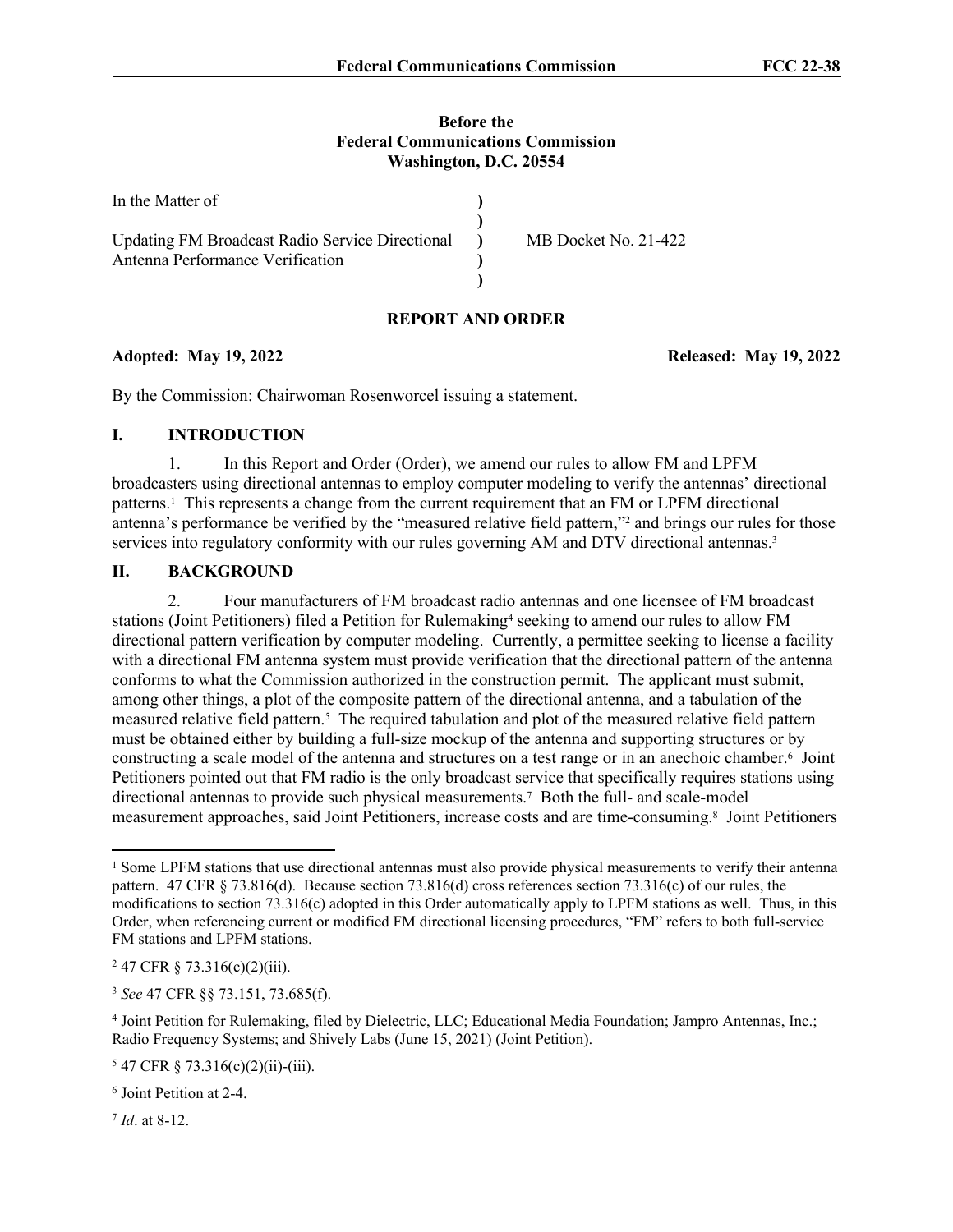**Before the**
**Federal Communications Commission**
**Washington, D.C. 20554**

| | | |
|---|---|---|
| In the Matter of | ) | |
| | ) | |
| Updating FM Broadcast Radio Service Directional Antenna Performance Verification | ) | MB Docket No. 21-422 |
| | ) | |
| | ) | |

## REPORT AND ORDER

**Adopted: May 19, 2022** **Released: May 19, 2022**

By the Commission: Chairwoman Rosenworcel issuing a statement.

## I. INTRODUCTION

1. In this Report and Order (Order), we amend our rules to allow FM and LPFM broadcasters using directional antennas to employ computer modeling to verify the antennas' directional patterns.[1] This represents a change from the current requirement that an FM or LPFM directional antenna's performance be verified by the "measured relative field pattern,"[2] and brings our rules for those services into regulatory conformity with our rules governing AM and DTV directional antennas.[3]

## II. BACKGROUND

2. Four manufacturers of FM broadcast radio antennas and one licensee of FM broadcast stations (Joint Petitioners) filed a Petition for Rulemaking[4] seeking to amend our rules to allow FM directional pattern verification by computer modeling. Currently, a permittee seeking to license a facility with a directional FM antenna system must provide verification that the directional pattern of the antenna conforms to what the Commission authorized in the construction permit. The applicant must submit, among other things, a plot of the composite pattern of the directional antenna, and a tabulation of the measured relative field pattern.[5] The required tabulation and plot of the measured relative field pattern must be obtained either by building a full-size mockup of the antenna and supporting structures or by constructing a scale model of the antenna and structures on a test range or in an anechoic chamber.[6] Joint Petitioners pointed out that FM radio is the only broadcast service that specifically requires stations using directional antennas to provide such physical measurements.[7] Both the full- and scale-model measurement approaches, said Joint Petitioners, increase costs and are time-consuming.[8] Joint Petitioners

---

[1] Some LPFM stations that use directional antennas must also provide physical measurements to verify their antenna pattern. 47 CFR § 73.816(d). Because section 73.816(d) cross references section 73.316(c) of our rules, the modifications to section 73.316(c) adopted in this Order automatically apply to LPFM stations as well. Thus, in this Order, when referencing current or modified FM directional licensing procedures, "FM" refers to both full-service FM stations and LPFM stations.

[2] 47 CFR § 73.316(c)(2)(iii).

[3] *See* 47 CFR §§ 73.151, 73.685(f).

[4] Joint Petition for Rulemaking, filed by Dielectric, LLC; Educational Media Foundation; Jampro Antennas, Inc.; Radio Frequency Systems; and Shively Labs (June 15, 2021) (Joint Petition).

[5] 47 CFR § 73.316(c)(2)(ii)-(iii).

[6] Joint Petition at 2-4.

[7] *Id*. at 8-12.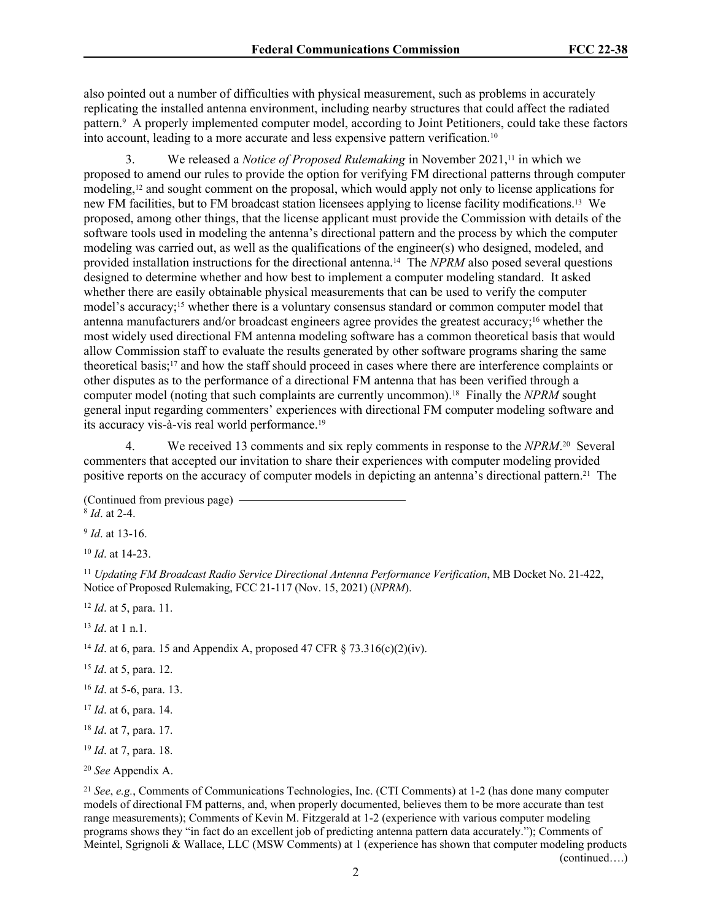also pointed out a number of difficulties with physical measurement, such as problems in accurately replicating the installed antenna environment, including nearby structures that could affect the radiated pattern.[9] A properly implemented computer model, according to Joint Petitioners, could take these factors into account, leading to a more accurate and less expensive pattern verification.[10]

3. We released a *Notice of Proposed Rulemaking* in November 2021,[11] in which we proposed to amend our rules to provide the option for verifying FM directional patterns through computer modeling,[12] and sought comment on the proposal, which would apply not only to license applications for new FM facilities, but to FM broadcast station licensees applying to license facility modifications.[13] We proposed, among other things, that the license applicant must provide the Commission with details of the software tools used in modeling the antenna's directional pattern and the process by which the computer modeling was carried out, as well as the qualifications of the engineer(s) who designed, modeled, and provided installation instructions for the directional antenna.[14] The *NPRM* also posed several questions designed to determine whether and how best to implement a computer modeling standard. It asked whether there are easily obtainable physical measurements that can be used to verify the computer model's accuracy;[15] whether there is a voluntary consensus standard or common computer model that antenna manufacturers and/or broadcast engineers agree provides the greatest accuracy;[16] whether the most widely used directional FM antenna modeling software has a common theoretical basis that would allow Commission staff to evaluate the results generated by other software programs sharing the same theoretical basis;[17] and how the staff should proceed in cases where there are interference complaints or other disputes as to the performance of a directional FM antenna that has been verified through a computer model (noting that such complaints are currently uncommon).[18] Finally the *NPRM* sought general input regarding commenters' experiences with directional FM computer modeling software and its accuracy vis-à-vis real world performance.[19]

4. We received 13 comments and six reply comments in response to the *NPRM*.[20] Several commenters that accepted our invitation to share their experiences with computer modeling provided positive reports on the accuracy of computer models in depicting an antenna's directional pattern.[21] The

(Continued from previous page)

[8] *Id*. at 2-4.

[9] *Id*. at 13-16.

[10] *Id*. at 14-23.

[11] *Updating FM Broadcast Radio Service Directional Antenna Performance Verification*, MB Docket No. 21-422, Notice of Proposed Rulemaking, FCC 21-117 (Nov. 15, 2021) (*NPRM*).

[12] *Id*. at 5, para. 11.

[13] *Id*. at 1 n.1.

[14] *Id*. at 6, para. 15 and Appendix A, proposed 47 CFR § 73.316(c)(2)(iv).

[15] *Id*. at 5, para. 12.

[16] *Id*. at 5-6, para. 13.

[17] *Id*. at 6, para. 14.

[18] *Id*. at 7, para. 17.

[19] *Id*. at 7, para. 18.

[20] *See* Appendix A.

[21] *See*, *e.g.*, Comments of Communications Technologies, Inc. (CTI Comments) at 1-2 (has done many computer models of directional FM patterns, and, when properly documented, believes them to be more accurate than test range measurements); Comments of Kevin M. Fitzgerald at 1-2 (experience with various computer modeling programs shows they "in fact do an excellent job of predicting antenna pattern data accurately."); Comments of Meintel, Sgrignoli & Wallace, LLC (MSW Comments) at 1 (experience has shown that computer modeling products

(continued….)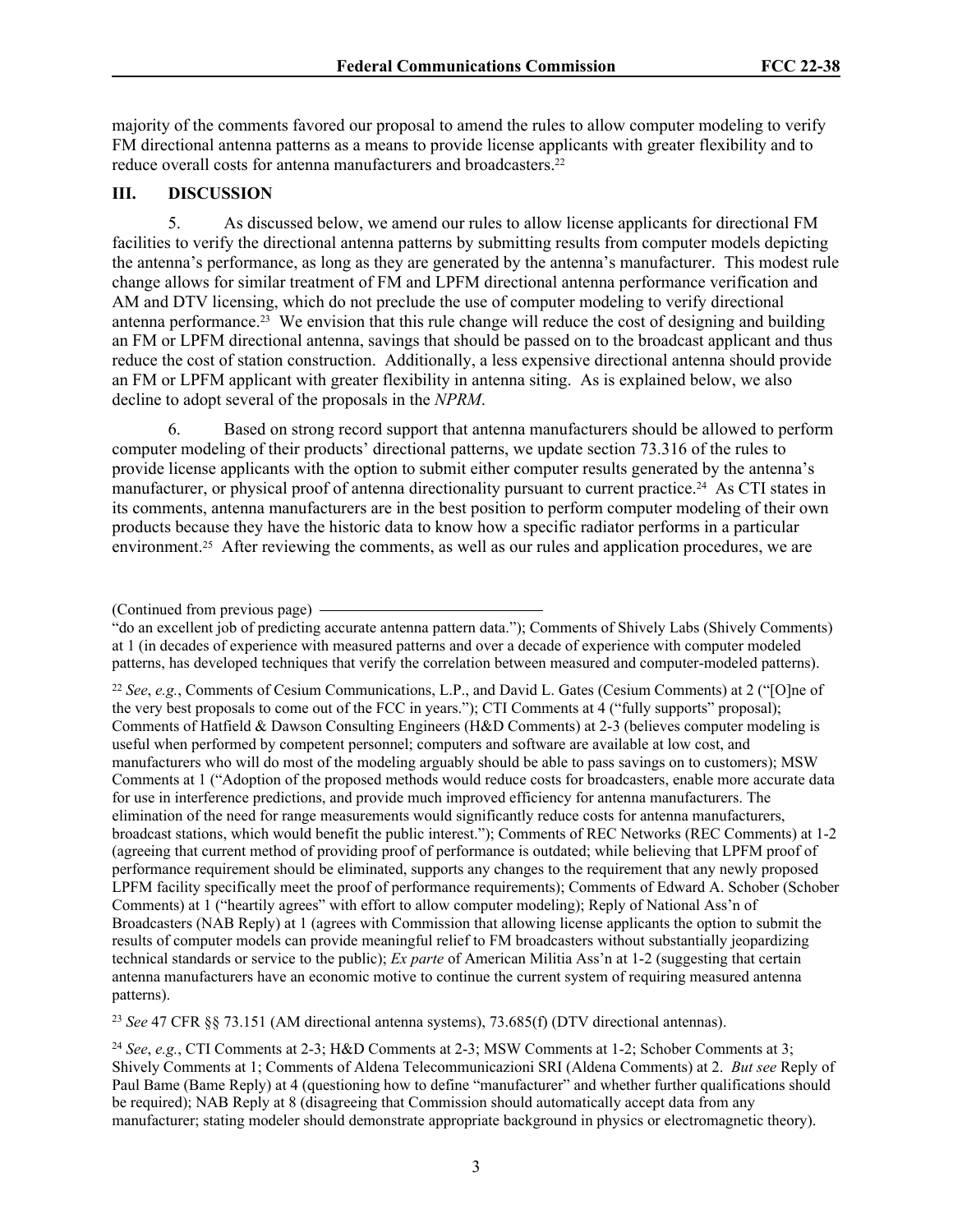majority of the comments favored our proposal to amend the rules to allow computer modeling to verify FM directional antenna patterns as a means to provide license applicants with greater flexibility and to reduce overall costs for antenna manufacturers and broadcasters.[22]

## III. DISCUSSION

5. As discussed below, we amend our rules to allow license applicants for directional FM facilities to verify the directional antenna patterns by submitting results from computer models depicting the antenna's performance, as long as they are generated by the antenna's manufacturer. This modest rule change allows for similar treatment of FM and LPFM directional antenna performance verification and AM and DTV licensing, which do not preclude the use of computer modeling to verify directional antenna performance.[23] We envision that this rule change will reduce the cost of designing and building an FM or LPFM directional antenna, savings that should be passed on to the broadcast applicant and thus reduce the cost of station construction. Additionally, a less expensive directional antenna should provide an FM or LPFM applicant with greater flexibility in antenna siting. As is explained below, we also decline to adopt several of the proposals in the *NPRM*.

6. Based on strong record support that antenna manufacturers should be allowed to perform computer modeling of their products' directional patterns, we update section 73.316 of the rules to provide license applicants with the option to submit either computer results generated by the antenna's manufacturer, or physical proof of antenna directionality pursuant to current practice.[24] As CTI states in its comments, antenna manufacturers are in the best position to perform computer modeling of their own products because they have the historic data to know how a specific radiator performs in a particular environment.[25] After reviewing the comments, as well as our rules and application procedures, we are

(Continued from previous page)
"do an excellent job of predicting accurate antenna pattern data."); Comments of Shively Labs (Shively Comments) at 1 (in decades of experience with measured patterns and over a decade of experience with computer modeled patterns, has developed techniques that verify the correlation between measured and computer-modeled patterns).

[22] *See*, *e.g.*, Comments of Cesium Communications, L.P., and David L. Gates (Cesium Comments) at 2 ("[O]ne of the very best proposals to come out of the FCC in years."); CTI Comments at 4 ("fully supports" proposal); Comments of Hatfield & Dawson Consulting Engineers (H&D Comments) at 2-3 (believes computer modeling is useful when performed by competent personnel; computers and software are available at low cost, and manufacturers who will do most of the modeling arguably should be able to pass savings on to customers); MSW Comments at 1 ("Adoption of the proposed methods would reduce costs for broadcasters, enable more accurate data for use in interference predictions, and provide much improved efficiency for antenna manufacturers. The elimination of the need for range measurements would significantly reduce costs for antenna manufacturers, broadcast stations, which would benefit the public interest."); Comments of REC Networks (REC Comments) at 1-2 (agreeing that current method of providing proof of performance is outdated; while believing that LPFM proof of performance requirement should be eliminated, supports any changes to the requirement that any newly proposed LPFM facility specifically meet the proof of performance requirements); Comments of Edward A. Schober (Schober Comments) at 1 ("heartily agrees" with effort to allow computer modeling); Reply of National Ass'n of Broadcasters (NAB Reply) at 1 (agrees with Commission that allowing license applicants the option to submit the results of computer models can provide meaningful relief to FM broadcasters without substantially jeopardizing technical standards or service to the public); *Ex parte* of American Militia Ass'n at 1-2 (suggesting that certain antenna manufacturers have an economic motive to continue the current system of requiring measured antenna patterns).

[23] *See* 47 CFR §§ 73.151 (AM directional antenna systems), 73.685(f) (DTV directional antennas).

[24] *See*, *e.g.*, CTI Comments at 2-3; H&D Comments at 2-3; MSW Comments at 1-2; Schober Comments at 3; Shively Comments at 1; Comments of Aldena Telecommunicazioni SRI (Aldena Comments) at 2. *But see* Reply of Paul Bame (Bame Reply) at 4 (questioning how to define "manufacturer" and whether further qualifications should be required); NAB Reply at 8 (disagreeing that Commission should automatically accept data from any manufacturer; stating modeler should demonstrate appropriate background in physics or electromagnetic theory).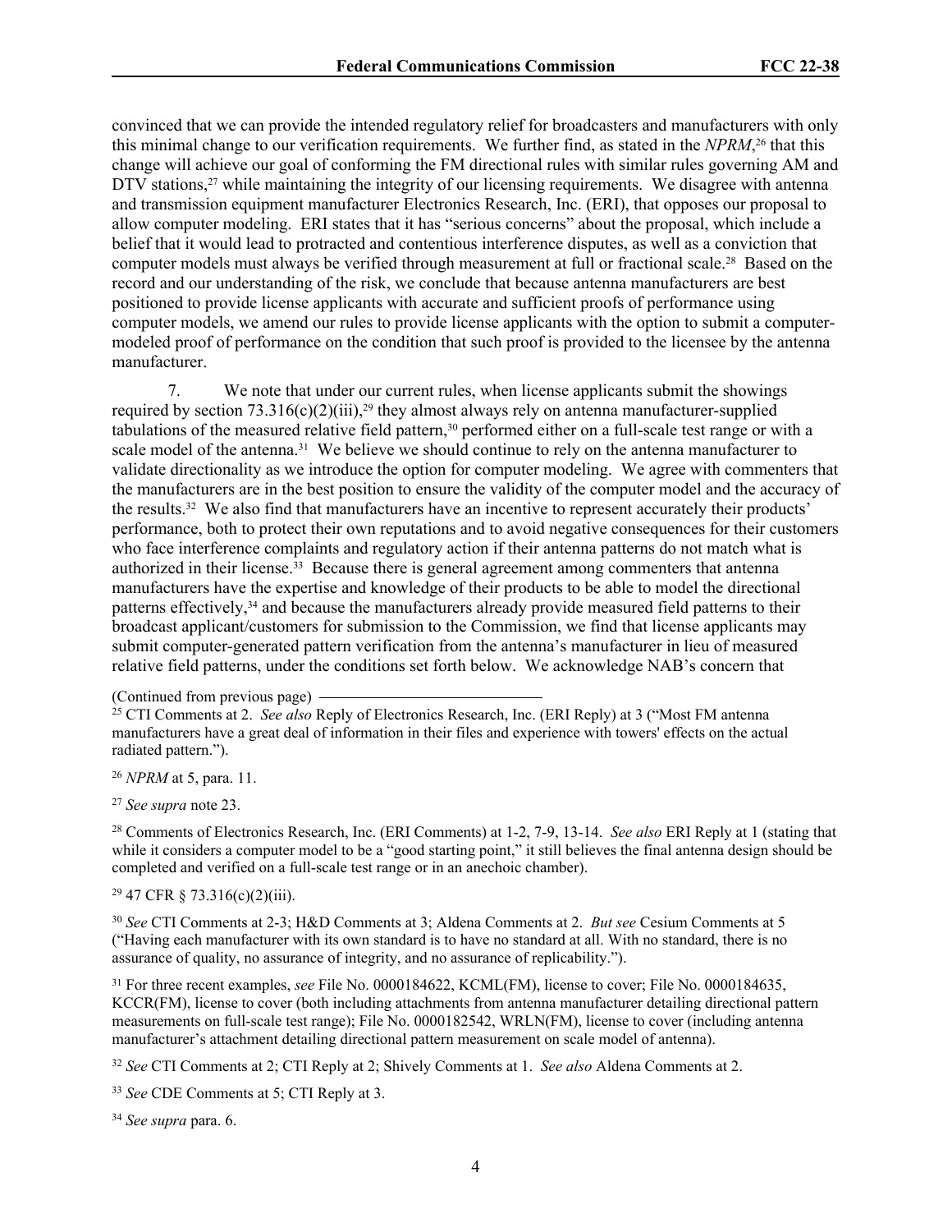convinced that we can provide the intended regulatory relief for broadcasters and manufacturers with only this minimal change to our verification requirements. We further find, as stated in the *NPRM*,[26] that this change will achieve our goal of conforming the FM directional rules with similar rules governing AM and DTV stations,[27] while maintaining the integrity of our licensing requirements. We disagree with antenna and transmission equipment manufacturer Electronics Research, Inc. (ERI), that opposes our proposal to allow computer modeling. ERI states that it has "serious concerns" about the proposal, which include a belief that it would lead to protracted and contentious interference disputes, as well as a conviction that computer models must always be verified through measurement at full or fractional scale.[28] Based on the record and our understanding of the risk, we conclude that because antenna manufacturers are best positioned to provide license applicants with accurate and sufficient proofs of performance using computer models, we amend our rules to provide license applicants with the option to submit a computer-modeled proof of performance on the condition that such proof is provided to the licensee by the antenna manufacturer.

7. We note that under our current rules, when license applicants submit the showings required by section 73.316(c)(2)(iii),[29] they almost always rely on antenna manufacturer-supplied tabulations of the measured relative field pattern,[30] performed either on a full-scale test range or with a scale model of the antenna.[31] We believe we should continue to rely on the antenna manufacturer to validate directionality as we introduce the option for computer modeling. We agree with commenters that the manufacturers are in the best position to ensure the validity of the computer model and the accuracy of the results.[32] We also find that manufacturers have an incentive to represent accurately their products' performance, both to protect their own reputations and to avoid negative consequences for their customers who face interference complaints and regulatory action if their antenna patterns do not match what is authorized in their license.[33] Because there is general agreement among commenters that antenna manufacturers have the expertise and knowledge of their products to be able to model the directional patterns effectively,[34] and because the manufacturers already provide measured field patterns to their broadcast applicant/customers for submission to the Commission, we find that license applicants may submit computer-generated pattern verification from the antenna's manufacturer in lieu of measured relative field patterns, under the conditions set forth below. We acknowledge NAB's concern that

(Continued from previous page)

[25] CTI Comments at 2. *See also* Reply of Electronics Research, Inc. (ERI Reply) at 3 ("Most FM antenna manufacturers have a great deal of information in their files and experience with towers' effects on the actual radiated pattern.").

[26] *NPRM* at 5, para. 11.

[27] *See supra* note 23.

[28] Comments of Electronics Research, Inc. (ERI Comments) at 1-2, 7-9, 13-14. *See also* ERI Reply at 1 (stating that while it considers a computer model to be a "good starting point," it still believes the final antenna design should be completed and verified on a full-scale test range or in an anechoic chamber).

[29] 47 CFR § 73.316(c)(2)(iii).

[30] *See* CTI Comments at 2-3; H&D Comments at 3; Aldena Comments at 2. *But see* Cesium Comments at 5 ("Having each manufacturer with its own standard is to have no standard at all. With no standard, there is no assurance of quality, no assurance of integrity, and no assurance of replicability.").

[31] For three recent examples, *see* File No. 0000184622, KCML(FM), license to cover; File No. 0000184635, KCCR(FM), license to cover (both including attachments from antenna manufacturer detailing directional pattern measurements on full-scale test range); File No. 0000182542, WRLN(FM), license to cover (including antenna manufacturer's attachment detailing directional pattern measurement on scale model of antenna).

[32] *See* CTI Comments at 2; CTI Reply at 2; Shively Comments at 1. *See also* Aldena Comments at 2.

[33] *See* CDE Comments at 5; CTI Reply at 3.

[34] *See supra* para. 6.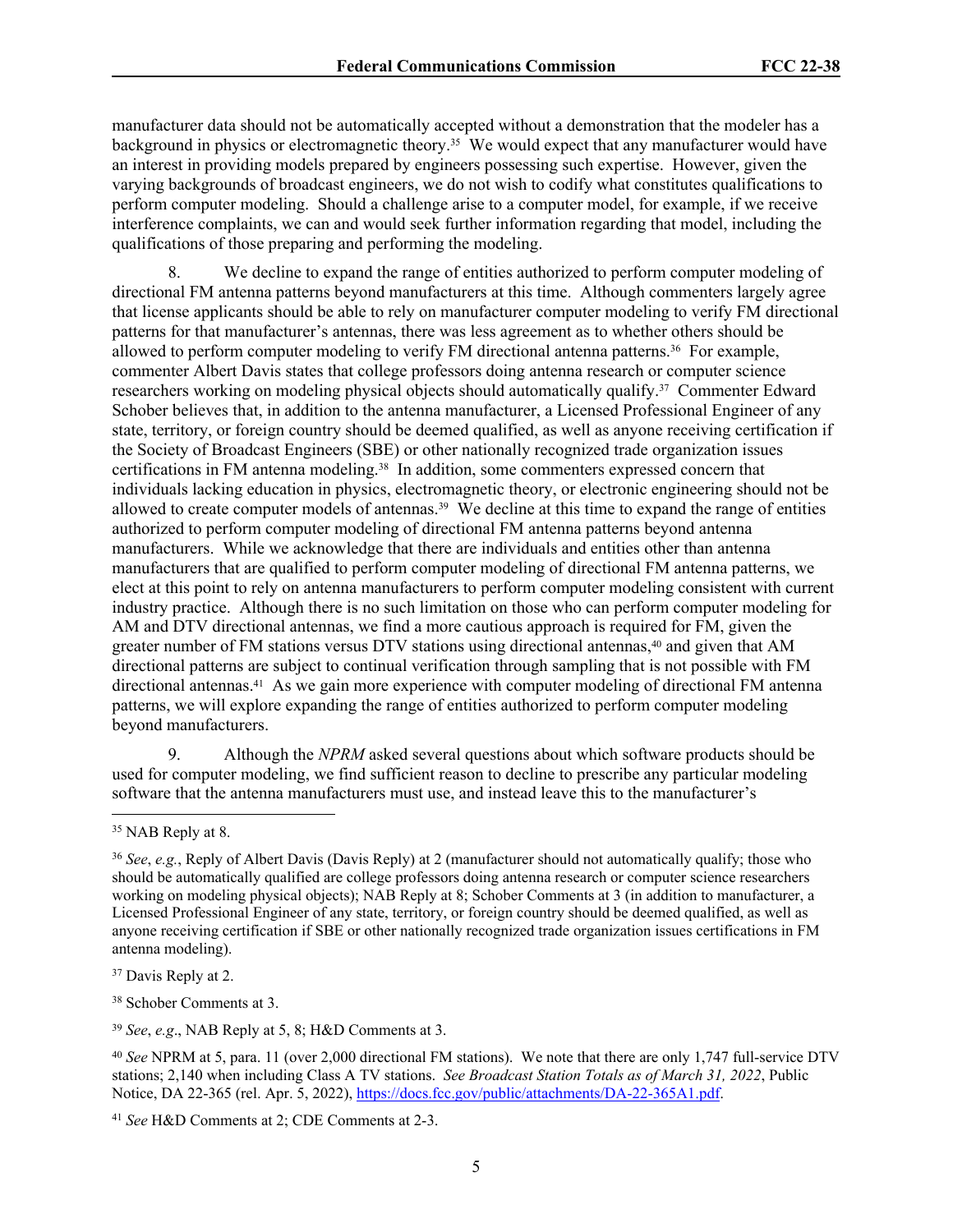manufacturer data should not be automatically accepted without a demonstration that the modeler has a background in physics or electromagnetic theory.[35] We would expect that any manufacturer would have an interest in providing models prepared by engineers possessing such expertise. However, given the varying backgrounds of broadcast engineers, we do not wish to codify what constitutes qualifications to perform computer modeling. Should a challenge arise to a computer model, for example, if we receive interference complaints, we can and would seek further information regarding that model, including the qualifications of those preparing and performing the modeling.

8. We decline to expand the range of entities authorized to perform computer modeling of directional FM antenna patterns beyond manufacturers at this time. Although commenters largely agree that license applicants should be able to rely on manufacturer computer modeling to verify FM directional patterns for that manufacturer's antennas, there was less agreement as to whether others should be allowed to perform computer modeling to verify FM directional antenna patterns.[36] For example, commenter Albert Davis states that college professors doing antenna research or computer science researchers working on modeling physical objects should automatically qualify.[37] Commenter Edward Schober believes that, in addition to the antenna manufacturer, a Licensed Professional Engineer of any state, territory, or foreign country should be deemed qualified, as well as anyone receiving certification if the Society of Broadcast Engineers (SBE) or other nationally recognized trade organization issues certifications in FM antenna modeling.[38] In addition, some commenters expressed concern that individuals lacking education in physics, electromagnetic theory, or electronic engineering should not be allowed to create computer models of antennas.[39] We decline at this time to expand the range of entities authorized to perform computer modeling of directional FM antenna patterns beyond antenna manufacturers. While we acknowledge that there are individuals and entities other than antenna manufacturers that are qualified to perform computer modeling of directional FM antenna patterns, we elect at this point to rely on antenna manufacturers to perform computer modeling consistent with current industry practice. Although there is no such limitation on those who can perform computer modeling for AM and DTV directional antennas, we find a more cautious approach is required for FM, given the greater number of FM stations versus DTV stations using directional antennas,[40] and given that AM directional patterns are subject to continual verification through sampling that is not possible with FM directional antennas.[41] As we gain more experience with computer modeling of directional FM antenna patterns, we will explore expanding the range of entities authorized to perform computer modeling beyond manufacturers.

9. Although the *NPRM* asked several questions about which software products should be used for computer modeling, we find sufficient reason to decline to prescribe any particular modeling software that the antenna manufacturers must use, and instead leave this to the manufacturer's

---

[35] NAB Reply at 8.

[36] *See*, *e.g.*, Reply of Albert Davis (Davis Reply) at 2 (manufacturer should not automatically qualify; those who should be automatically qualified are college professors doing antenna research or computer science researchers working on modeling physical objects); NAB Reply at 8; Schober Comments at 3 (in addition to manufacturer, a Licensed Professional Engineer of any state, territory, or foreign country should be deemed qualified, as well as anyone receiving certification if SBE or other nationally recognized trade organization issues certifications in FM antenna modeling).

[37] Davis Reply at 2.

[38] Schober Comments at 3.

[39] *See*, *e.g*., NAB Reply at 5, 8; H&D Comments at 3.

[40] *See* NPRM at 5, para. 11 (over 2,000 directional FM stations). We note that there are only 1,747 full-service DTV stations; 2,140 when including Class A TV stations. *See Broadcast Station Totals as of March 31, 2022*, Public Notice, DA 22-365 (rel. Apr. 5, 2022), https://docs.fcc.gov/public/attachments/DA-22-365A1.pdf.

[41] *See* H&D Comments at 2; CDE Comments at 2-3.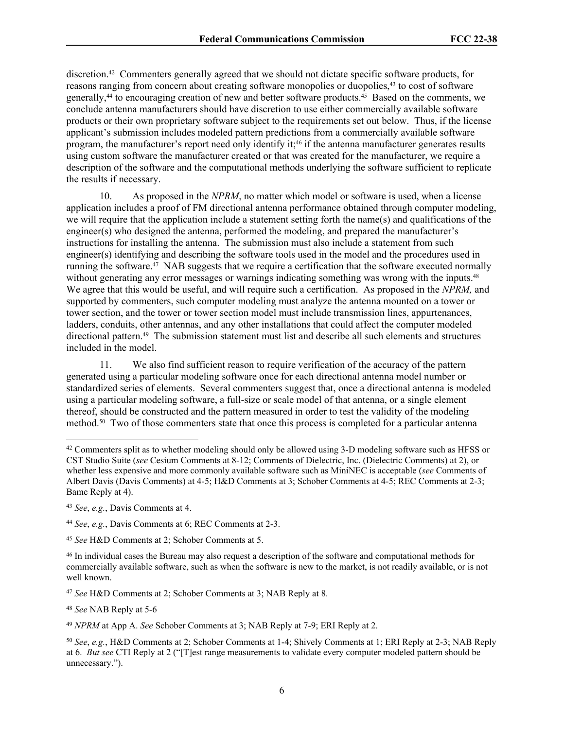discretion.[42] Commenters generally agreed that we should not dictate specific software products, for reasons ranging from concern about creating software monopolies or duopolies,[43] to cost of software generally,[44] to encouraging creation of new and better software products.[45] Based on the comments, we conclude antenna manufacturers should have discretion to use either commercially available software products or their own proprietary software subject to the requirements set out below. Thus, if the license applicant's submission includes modeled pattern predictions from a commercially available software program, the manufacturer's report need only identify it;[46] if the antenna manufacturer generates results using custom software the manufacturer created or that was created for the manufacturer, we require a description of the software and the computational methods underlying the software sufficient to replicate the results if necessary.

10. As proposed in the *NPRM*, no matter which model or software is used, when a license application includes a proof of FM directional antenna performance obtained through computer modeling, we will require that the application include a statement setting forth the name(s) and qualifications of the engineer(s) who designed the antenna, performed the modeling, and prepared the manufacturer's instructions for installing the antenna. The submission must also include a statement from such engineer(s) identifying and describing the software tools used in the model and the procedures used in running the software.[47] NAB suggests that we require a certification that the software executed normally without generating any error messages or warnings indicating something was wrong with the inputs.[48] We agree that this would be useful, and will require such a certification. As proposed in the *NPRM,* and supported by commenters, such computer modeling must analyze the antenna mounted on a tower or tower section, and the tower or tower section model must include transmission lines, appurtenances, ladders, conduits, other antennas, and any other installations that could affect the computer modeled directional pattern.[49] The submission statement must list and describe all such elements and structures included in the model.

11. We also find sufficient reason to require verification of the accuracy of the pattern generated using a particular modeling software once for each directional antenna model number or standardized series of elements. Several commenters suggest that, once a directional antenna is modeled using a particular modeling software, a full-size or scale model of that antenna, or a single element thereof, should be constructed and the pattern measured in order to test the validity of the modeling method.[50] Two of those commenters state that once this process is completed for a particular antenna

---

[42] Commenters split as to whether modeling should only be allowed using 3-D modeling software such as HFSS or CST Studio Suite (*see* Cesium Comments at 8-12; Comments of Dielectric, Inc. (Dielectric Comments) at 2), or whether less expensive and more commonly available software such as MiniNEC is acceptable (*see* Comments of Albert Davis (Davis Comments) at 4-5; H&D Comments at 3; Schober Comments at 4-5; REC Comments at 2-3; Bame Reply at 4).

[43] *See*, *e.g.*, Davis Comments at 4.

[44] *See*, *e.g.*, Davis Comments at 6; REC Comments at 2-3.

[45] *See* H&D Comments at 2; Schober Comments at 5.

[46] In individual cases the Bureau may also request a description of the software and computational methods for commercially available software, such as when the software is new to the market, is not readily available, or is not well known.

[47] *See* H&D Comments at 2; Schober Comments at 3; NAB Reply at 8.

[48] *See* NAB Reply at 5-6

[49] *NPRM* at App A. *See* Schober Comments at 3; NAB Reply at 7-9; ERI Reply at 2.

[50] *See*, *e.g.*, H&D Comments at 2; Schober Comments at 1-4; Shively Comments at 1; ERI Reply at 2-3; NAB Reply at 6. *But see* CTI Reply at 2 ("[T]est range measurements to validate every computer modeled pattern should be unnecessary.").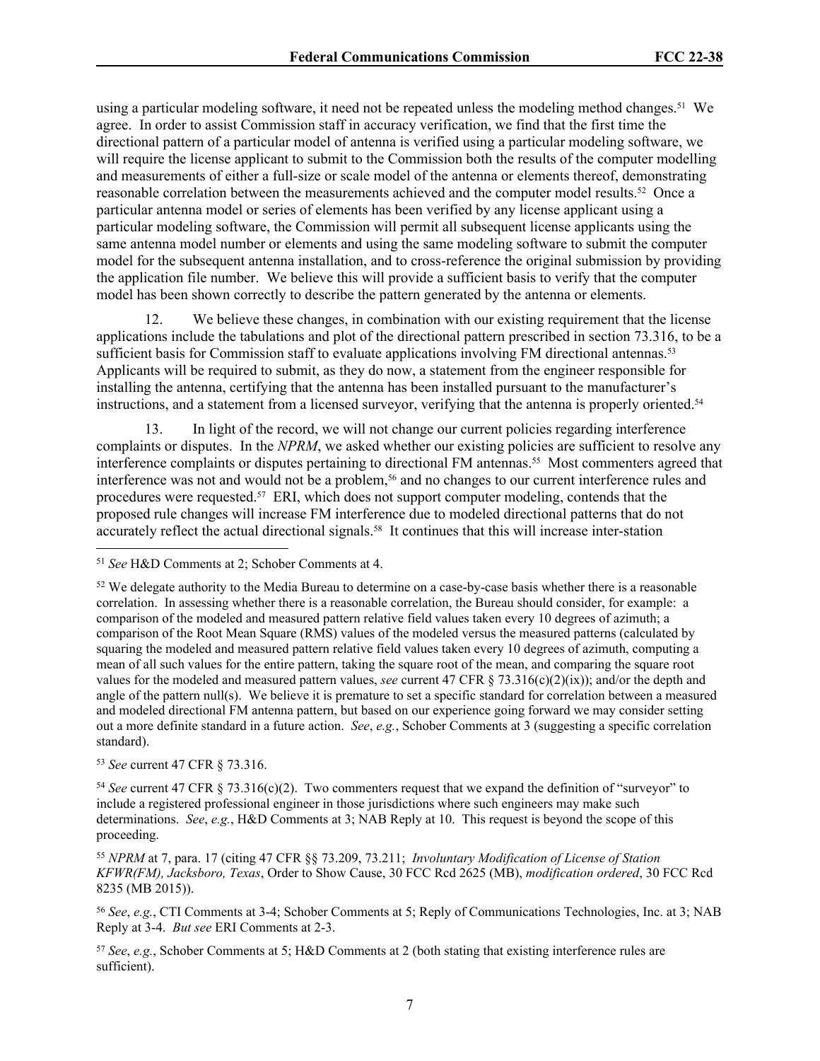using a particular modeling software, it need not be repeated unless the modeling method changes.[51] We agree. In order to assist Commission staff in accuracy verification, we find that the first time the directional pattern of a particular model of antenna is verified using a particular modeling software, we will require the license applicant to submit to the Commission both the results of the computer modelling and measurements of either a full-size or scale model of the antenna or elements thereof, demonstrating reasonable correlation between the measurements achieved and the computer model results.[52] Once a particular antenna model or series of elements has been verified by any license applicant using a particular modeling software, the Commission will permit all subsequent license applicants using the same antenna model number or elements and using the same modeling software to submit the computer model for the subsequent antenna installation, and to cross-reference the original submission by providing the application file number. We believe this will provide a sufficient basis to verify that the computer model has been shown correctly to describe the pattern generated by the antenna or elements.

12. We believe these changes, in combination with our existing requirement that the license applications include the tabulations and plot of the directional pattern prescribed in section 73.316, to be a sufficient basis for Commission staff to evaluate applications involving FM directional antennas.[53] Applicants will be required to submit, as they do now, a statement from the engineer responsible for installing the antenna, certifying that the antenna has been installed pursuant to the manufacturer's instructions, and a statement from a licensed surveyor, verifying that the antenna is properly oriented.[54]

13. In light of the record, we will not change our current policies regarding interference complaints or disputes. In the *NPRM*, we asked whether our existing policies are sufficient to resolve any interference complaints or disputes pertaining to directional FM antennas.[55] Most commenters agreed that interference was not and would not be a problem,[56] and no changes to our current interference rules and procedures were requested.[57] ERI, which does not support computer modeling, contends that the proposed rule changes will increase FM interference due to modeled directional patterns that do not accurately reflect the actual directional signals.[58] It continues that this will increase inter-station

---

[51] *See* H&D Comments at 2; Schober Comments at 4.

[52] We delegate authority to the Media Bureau to determine on a case-by-case basis whether there is a reasonable correlation. In assessing whether there is a reasonable correlation, the Bureau should consider, for example: a comparison of the modeled and measured pattern relative field values taken every 10 degrees of azimuth; a comparison of the Root Mean Square (RMS) values of the modeled versus the measured patterns (calculated by squaring the modeled and measured pattern relative field values taken every 10 degrees of azimuth, computing a mean of all such values for the entire pattern, taking the square root of the mean, and comparing the square root values for the modeled and measured pattern values, *see* current 47 CFR § 73.316(c)(2)(ix)); and/or the depth and angle of the pattern null(s). We believe it is premature to set a specific standard for correlation between a measured and modeled directional FM antenna pattern, but based on our experience going forward we may consider setting out a more definite standard in a future action. *See*, *e.g.*, Schober Comments at 3 (suggesting a specific correlation standard).

[53] *See* current 47 CFR § 73.316.

[54] *See* current 47 CFR § 73.316(c)(2). Two commenters request that we expand the definition of "surveyor" to include a registered professional engineer in those jurisdictions where such engineers may make such determinations. *See*, *e.g.*, H&D Comments at 3; NAB Reply at 10. This request is beyond the scope of this proceeding.

[55] *NPRM* at 7, para. 17 (citing 47 CFR §§ 73.209, 73.211; *Involuntary Modification of License of Station KFWR(FM), Jacksboro, Texas*, Order to Show Cause, 30 FCC Rcd 2625 (MB), *modification ordered*, 30 FCC Rcd 8235 (MB 2015)).

[56] *See*, *e.g.*, CTI Comments at 3-4; Schober Comments at 5; Reply of Communications Technologies, Inc. at 3; NAB Reply at 3-4. *But see* ERI Comments at 2-3.

[57] *See*, *e.g.*, Schober Comments at 5; H&D Comments at 2 (both stating that existing interference rules are sufficient).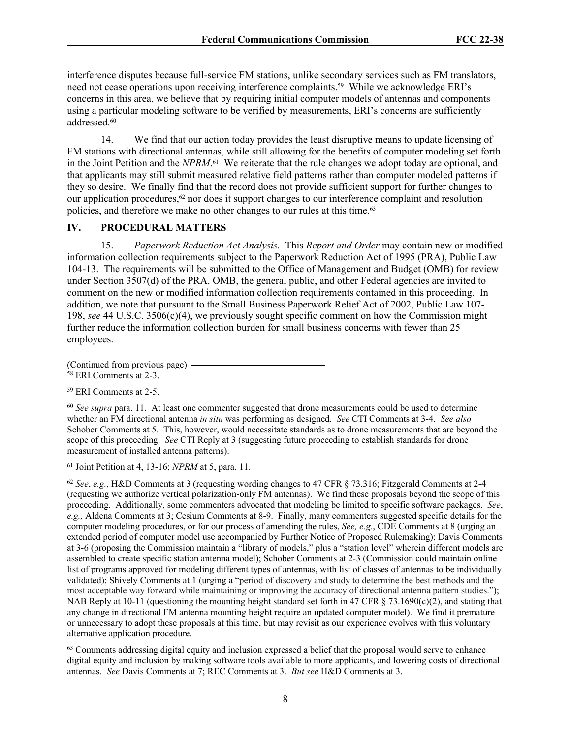interference disputes because full-service FM stations, unlike secondary services such as FM translators, need not cease operations upon receiving interference complaints.[59] While we acknowledge ERI's concerns in this area, we believe that by requiring initial computer models of antennas and components using a particular modeling software to be verified by measurements, ERI's concerns are sufficiently addressed.[60]

14. We find that our action today provides the least disruptive means to update licensing of FM stations with directional antennas, while still allowing for the benefits of computer modeling set forth in the Joint Petition and the *NPRM*.[61] We reiterate that the rule changes we adopt today are optional, and that applicants may still submit measured relative field patterns rather than computer modeled patterns if they so desire. We finally find that the record does not provide sufficient support for further changes to our application procedures,[62] nor does it support changes to our interference complaint and resolution policies, and therefore we make no other changes to our rules at this time.[63]

## IV. PROCEDURAL MATTERS

15. *Paperwork Reduction Act Analysis.* This *Report and Order* may contain new or modified information collection requirements subject to the Paperwork Reduction Act of 1995 (PRA), Public Law 104-13. The requirements will be submitted to the Office of Management and Budget (OMB) for review under Section 3507(d) of the PRA. OMB, the general public, and other Federal agencies are invited to comment on the new or modified information collection requirements contained in this proceeding. In addition, we note that pursuant to the Small Business Paperwork Relief Act of 2002, Public Law 107-198, *see* 44 U.S.C. 3506(c)(4), we previously sought specific comment on how the Commission might further reduce the information collection burden for small business concerns with fewer than 25 employees.

(Continued from previous page)

[58] ERI Comments at 2-3.

[59] ERI Comments at 2-5.

[60] *See supra* para. 11. At least one commenter suggested that drone measurements could be used to determine whether an FM directional antenna *in situ* was performing as designed. *See* CTI Comments at 3-4. *See also* Schober Comments at 5. This, however, would necessitate standards as to drone measurements that are beyond the scope of this proceeding. *See* CTI Reply at 3 (suggesting future proceeding to establish standards for drone measurement of installed antenna patterns).

[61] Joint Petition at 4, 13-16; *NPRM* at 5, para. 11.

[62] *See*, *e.g.*, H&D Comments at 3 (requesting wording changes to 47 CFR § 73.316; Fitzgerald Comments at 2-4 (requesting we authorize vertical polarization-only FM antennas). We find these proposals beyond the scope of this proceeding. Additionally, some commenters advocated that modeling be limited to specific software packages. *See*, *e.g.,* Aldena Comments at 3; Cesium Comments at 8-9. Finally, many commenters suggested specific details for the computer modeling procedures, or for our process of amending the rules, *See, e.g.*, CDE Comments at 8 (urging an extended period of computer model use accompanied by Further Notice of Proposed Rulemaking); Davis Comments at 3-6 (proposing the Commission maintain a "library of models," plus a "station level" wherein different models are assembled to create specific station antenna model); Schober Comments at 2-3 (Commission could maintain online list of programs approved for modeling different types of antennas, with list of classes of antennas to be individually validated); Shively Comments at 1 (urging a "period of discovery and study to determine the best methods and the most acceptable way forward while maintaining or improving the accuracy of directional antenna pattern studies."); NAB Reply at 10-11 (questioning the mounting height standard set forth in 47 CFR § 73.1690(c)(2), and stating that any change in directional FM antenna mounting height require an updated computer model). We find it premature or unnecessary to adopt these proposals at this time, but may revisit as our experience evolves with this voluntary alternative application procedure.

[63] Comments addressing digital equity and inclusion expressed a belief that the proposal would serve to enhance digital equity and inclusion by making software tools available to more applicants, and lowering costs of directional antennas. *See* Davis Comments at 7; REC Comments at 3. *But see* H&D Comments at 3.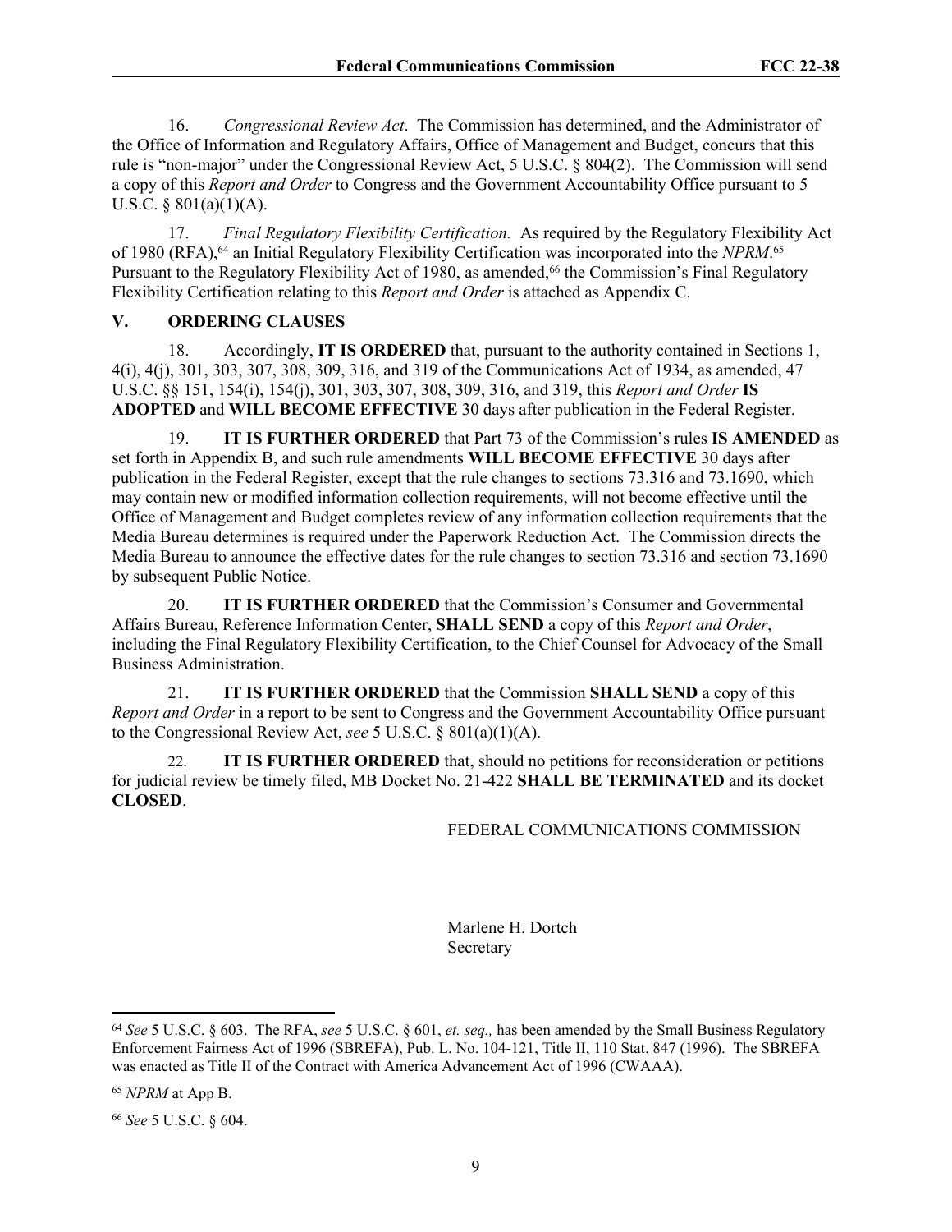16. *Congressional Review Act*. The Commission has determined, and the Administrator of the Office of Information and Regulatory Affairs, Office of Management and Budget, concurs that this rule is "non-major" under the Congressional Review Act, 5 U.S.C. § 804(2). The Commission will send a copy of this *Report and Order* to Congress and the Government Accountability Office pursuant to 5 U.S.C. § 801(a)(1)(A).

17. *Final Regulatory Flexibility Certification.* As required by the Regulatory Flexibility Act of 1980 (RFA),[64] an Initial Regulatory Flexibility Certification was incorporated into the *NPRM*.[65] Pursuant to the Regulatory Flexibility Act of 1980, as amended,[66] the Commission's Final Regulatory Flexibility Certification relating to this *Report and Order* is attached as Appendix C.

## V. ORDERING CLAUSES

18. Accordingly, **IT IS ORDERED** that, pursuant to the authority contained in Sections 1, 4(i), 4(j), 301, 303, 307, 308, 309, 316, and 319 of the Communications Act of 1934, as amended, 47 U.S.C. §§ 151, 154(i), 154(j), 301, 303, 307, 308, 309, 316, and 319, this *Report and Order* **IS ADOPTED** and **WILL BECOME EFFECTIVE** 30 days after publication in the Federal Register.

19. **IT IS FURTHER ORDERED** that Part 73 of the Commission's rules **IS AMENDED** as set forth in Appendix B, and such rule amendments **WILL BECOME EFFECTIVE** 30 days after publication in the Federal Register, except that the rule changes to sections 73.316 and 73.1690, which may contain new or modified information collection requirements, will not become effective until the Office of Management and Budget completes review of any information collection requirements that the Media Bureau determines is required under the Paperwork Reduction Act. The Commission directs the Media Bureau to announce the effective dates for the rule changes to section 73.316 and section 73.1690 by subsequent Public Notice.

20. **IT IS FURTHER ORDERED** that the Commission's Consumer and Governmental Affairs Bureau, Reference Information Center, **SHALL SEND** a copy of this *Report and Order*, including the Final Regulatory Flexibility Certification, to the Chief Counsel for Advocacy of the Small Business Administration.

21. **IT IS FURTHER ORDERED** that the Commission **SHALL SEND** a copy of this *Report and Order* in a report to be sent to Congress and the Government Accountability Office pursuant to the Congressional Review Act, *see* 5 U.S.C. § 801(a)(1)(A).

22. **IT IS FURTHER ORDERED** that, should no petitions for reconsideration or petitions for judicial review be timely filed, MB Docket No. 21-422 **SHALL BE TERMINATED** and its docket **CLOSED**.

FEDERAL COMMUNICATIONS COMMISSION

Marlene H. Dortch
Secretary

---

[64] *See* 5 U.S.C. § 603. The RFA, *see* 5 U.S.C. § 601, *et. seq.,* has been amended by the Small Business Regulatory Enforcement Fairness Act of 1996 (SBREFA), Pub. L. No. 104-121, Title II, 110 Stat. 847 (1996). The SBREFA was enacted as Title II of the Contract with America Advancement Act of 1996 (CWAAA).

[65] *NPRM* at App B.

[66] *See* 5 U.S.C. § 604.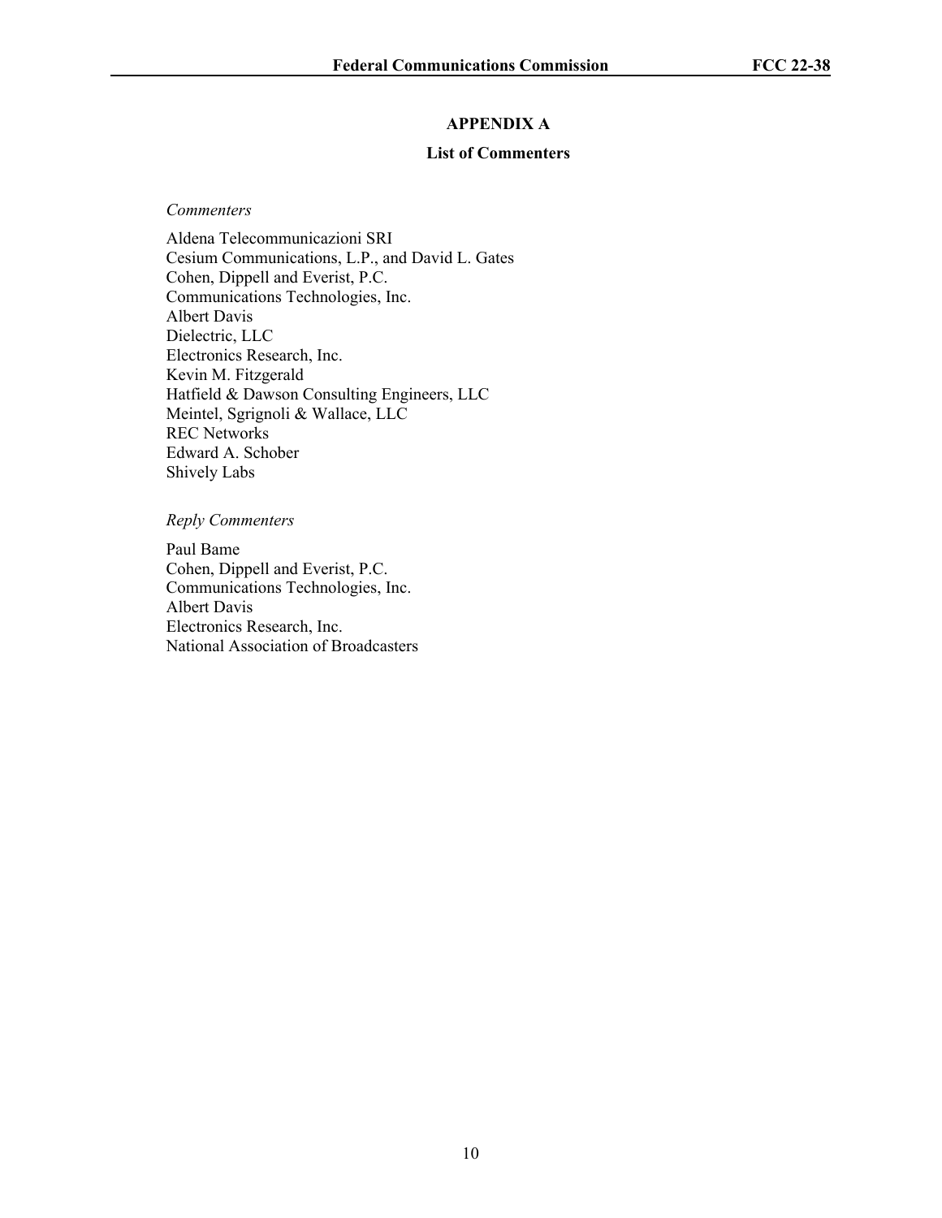## APPENDIX A

### List of Commenters

*Commenters*

Aldena Telecommunicazioni SRI
Cesium Communications, L.P., and David L. Gates
Cohen, Dippell and Everist, P.C.
Communications Technologies, Inc.
Albert Davis
Dielectric, LLC
Electronics Research, Inc.
Kevin M. Fitzgerald
Hatfield & Dawson Consulting Engineers, LLC
Meintel, Sgrignoli & Wallace, LLC
REC Networks
Edward A. Schober
Shively Labs

*Reply Commenters*

Paul Bame
Cohen, Dippell and Everist, P.C.
Communications Technologies, Inc.
Albert Davis
Electronics Research, Inc.
National Association of Broadcasters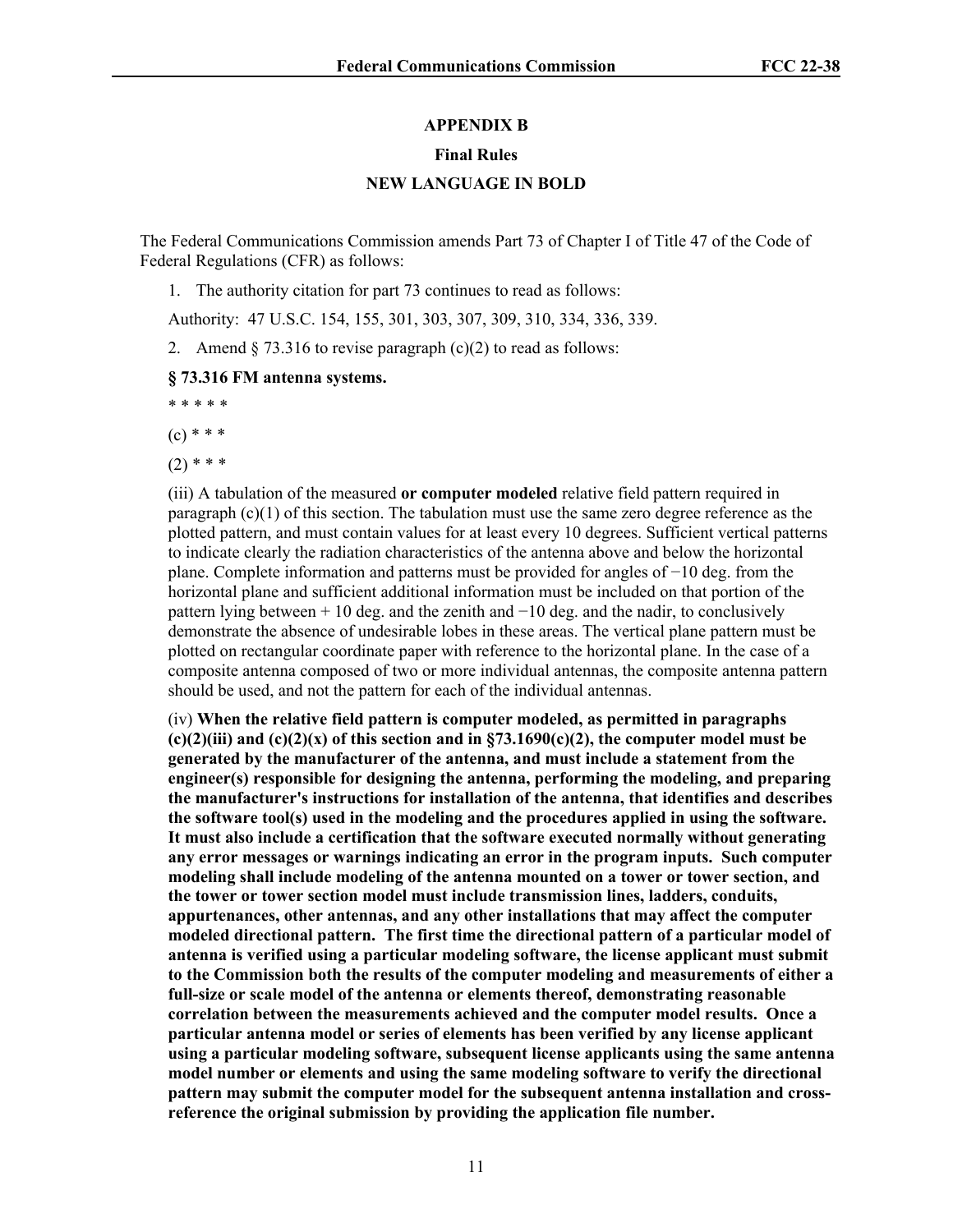**APPENDIX B**

**Final Rules**

**NEW LANGUAGE IN BOLD**

The Federal Communications Commission amends Part 73 of Chapter I of Title 47 of the Code of Federal Regulations (CFR) as follows:

1. The authority citation for part 73 continues to read as follows:

Authority: 47 U.S.C. 154, 155, 301, 303, 307, 309, 310, 334, 336, 339.

2. Amend § 73.316 to revise paragraph (c)(2) to read as follows:

**§ 73.316 FM antenna systems.**

* * * * *

(c) * * *

(2) * * *

(iii) A tabulation of the measured **or computer modeled** relative field pattern required in paragraph (c)(1) of this section. The tabulation must use the same zero degree reference as the plotted pattern, and must contain values for at least every 10 degrees. Sufficient vertical patterns to indicate clearly the radiation characteristics of the antenna above and below the horizontal plane. Complete information and patterns must be provided for angles of −10 deg. from the horizontal plane and sufficient additional information must be included on that portion of the pattern lying between + 10 deg. and the zenith and −10 deg. and the nadir, to conclusively demonstrate the absence of undesirable lobes in these areas. The vertical plane pattern must be plotted on rectangular coordinate paper with reference to the horizontal plane. In the case of a composite antenna composed of two or more individual antennas, the composite antenna pattern should be used, and not the pattern for each of the individual antennas.

(iv) **When the relative field pattern is computer modeled, as permitted in paragraphs (c)(2)(iii) and (c)(2)(x) of this section and in §73.1690(c)(2), the computer model must be generated by the manufacturer of the antenna, and must include a statement from the engineer(s) responsible for designing the antenna, performing the modeling, and preparing the manufacturer's instructions for installation of the antenna, that identifies and describes the software tool(s) used in the modeling and the procedures applied in using the software. It must also include a certification that the software executed normally without generating any error messages or warnings indicating an error in the program inputs. Such computer modeling shall include modeling of the antenna mounted on a tower or tower section, and the tower or tower section model must include transmission lines, ladders, conduits, appurtenances, other antennas, and any other installations that may affect the computer modeled directional pattern. The first time the directional pattern of a particular model of antenna is verified using a particular modeling software, the license applicant must submit to the Commission both the results of the computer modeling and measurements of either a full-size or scale model of the antenna or elements thereof, demonstrating reasonable correlation between the measurements achieved and the computer model results. Once a particular antenna model or series of elements has been verified by any license applicant using a particular modeling software, subsequent license applicants using the same antenna model number or elements and using the same modeling software to verify the directional pattern may submit the computer model for the subsequent antenna installation and cross-reference the original submission by providing the application file number.**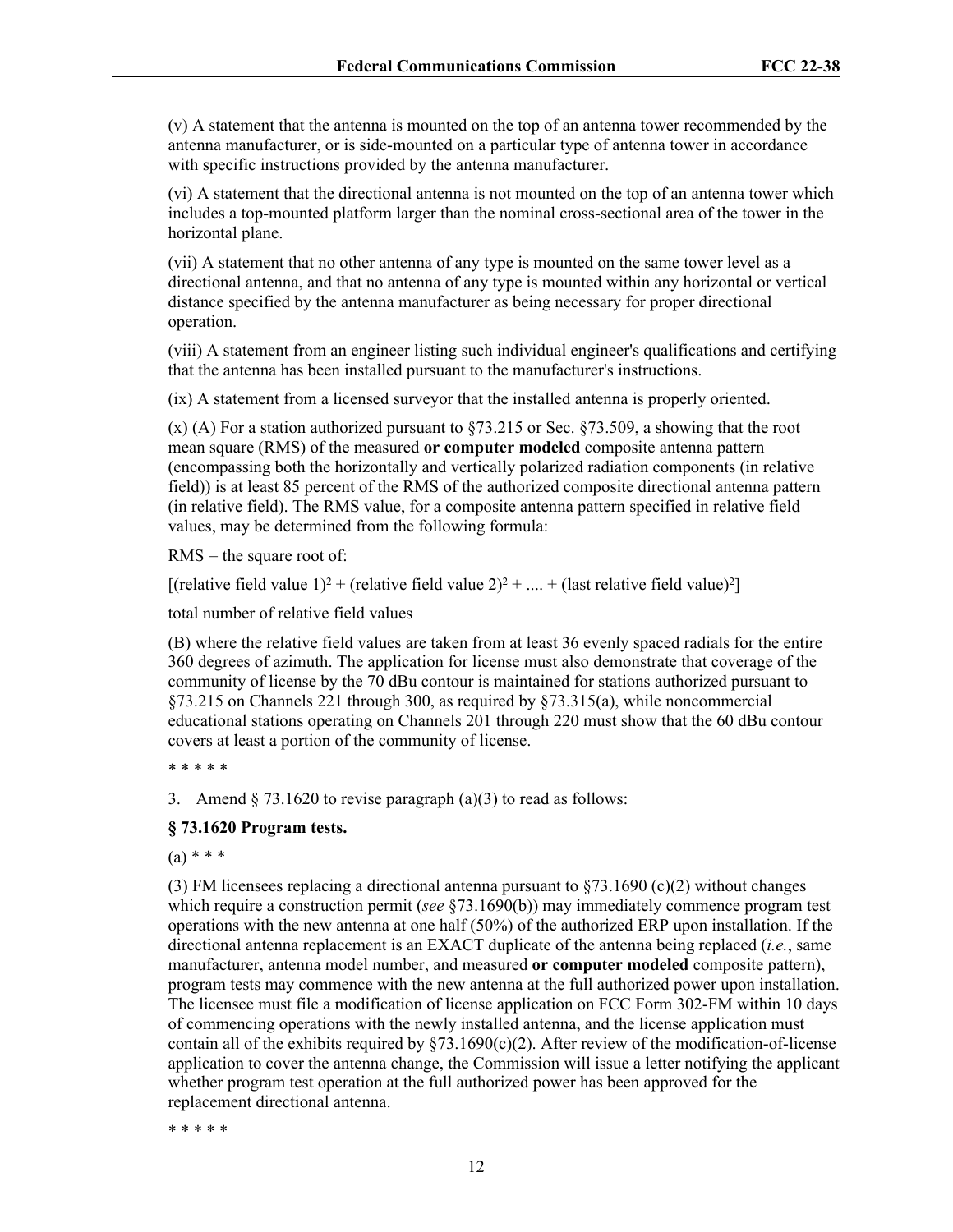(v) A statement that the antenna is mounted on the top of an antenna tower recommended by the antenna manufacturer, or is side-mounted on a particular type of antenna tower in accordance with specific instructions provided by the antenna manufacturer.

(vi) A statement that the directional antenna is not mounted on the top of an antenna tower which includes a top-mounted platform larger than the nominal cross-sectional area of the tower in the horizontal plane.

(vii) A statement that no other antenna of any type is mounted on the same tower level as a directional antenna, and that no antenna of any type is mounted within any horizontal or vertical distance specified by the antenna manufacturer as being necessary for proper directional operation.

(viii) A statement from an engineer listing such individual engineer's qualifications and certifying that the antenna has been installed pursuant to the manufacturer's instructions.

(ix) A statement from a licensed surveyor that the installed antenna is properly oriented.

(x) (A) For a station authorized pursuant to §73.215 or Sec. §73.509, a showing that the root mean square (RMS) of the measured **or computer modeled** composite antenna pattern (encompassing both the horizontally and vertically polarized radiation components (in relative field)) is at least 85 percent of the RMS of the authorized composite directional antenna pattern (in relative field). The RMS value, for a composite antenna pattern specified in relative field values, may be determined from the following formula:

RMS = the square root of:

[(relative field value 1)$^2$ + (relative field value 2)$^2$ + .... + (last relative field value)$^2$]

total number of relative field values

(B) where the relative field values are taken from at least 36 evenly spaced radials for the entire 360 degrees of azimuth. The application for license must also demonstrate that coverage of the community of license by the 70 dBu contour is maintained for stations authorized pursuant to §73.215 on Channels 221 through 300, as required by §73.315(a), while noncommercial educational stations operating on Channels 201 through 220 must show that the 60 dBu contour covers at least a portion of the community of license.

\* \* \* \* \*

3. Amend § 73.1620 to revise paragraph (a)(3) to read as follows:

**§ 73.1620 Program tests.**

(a) \* \* \*

(3) FM licensees replacing a directional antenna pursuant to §73.1690 (c)(2) without changes which require a construction permit (*see* §73.1690(b)) may immediately commence program test operations with the new antenna at one half (50%) of the authorized ERP upon installation. If the directional antenna replacement is an EXACT duplicate of the antenna being replaced (*i.e.*, same manufacturer, antenna model number, and measured **or computer modeled** composite pattern), program tests may commence with the new antenna at the full authorized power upon installation. The licensee must file a modification of license application on FCC Form 302-FM within 10 days of commencing operations with the newly installed antenna, and the license application must contain all of the exhibits required by §73.1690(c)(2). After review of the modification-of-license application to cover the antenna change, the Commission will issue a letter notifying the applicant whether program test operation at the full authorized power has been approved for the replacement directional antenna.

\* \* \* \* \*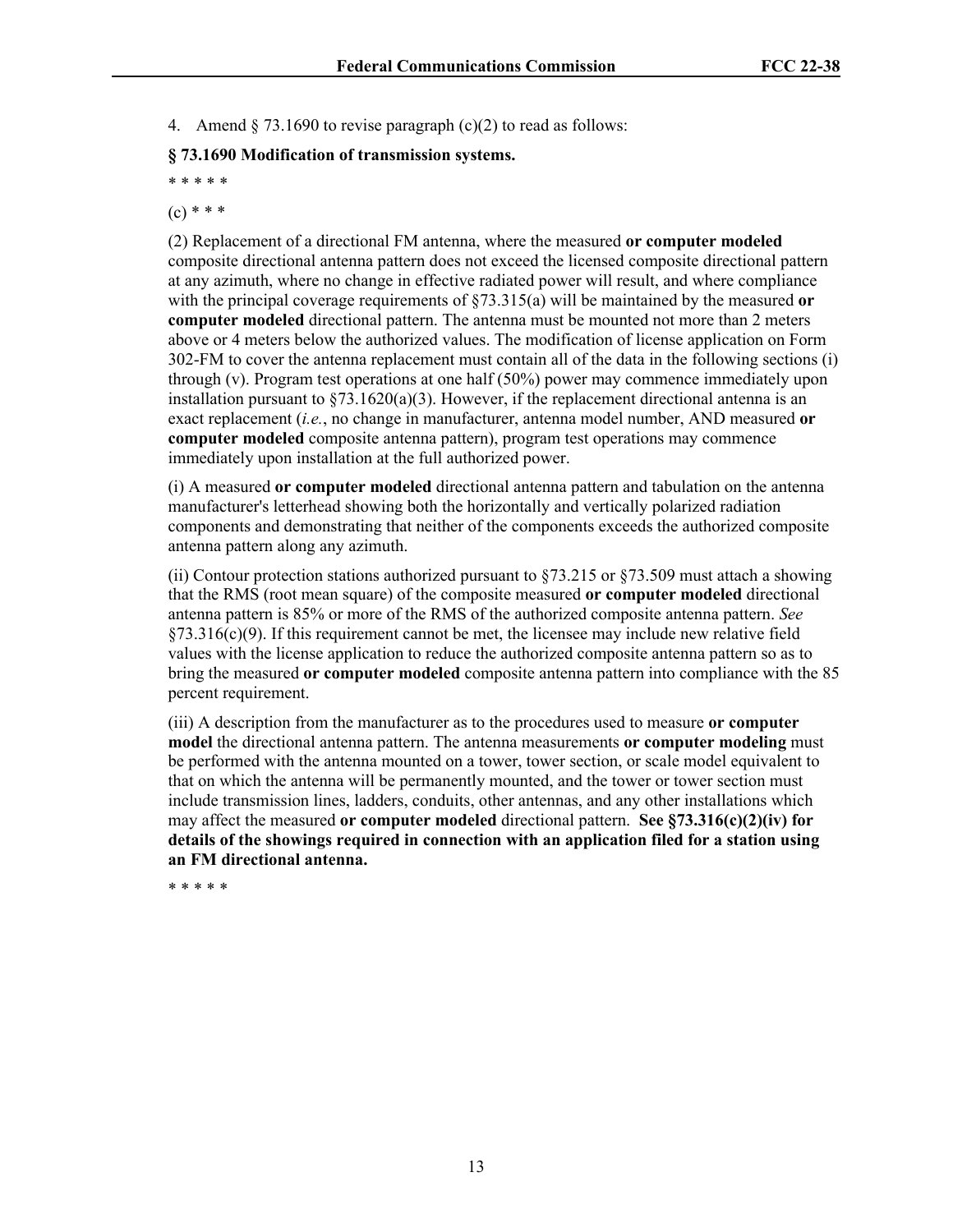4. Amend § 73.1690 to revise paragraph (c)(2) to read as follows:

**§ 73.1690 Modification of transmission systems.**

* * * * *

(c) * * *

(2) Replacement of a directional FM antenna, where the measured **or computer modeled** composite directional antenna pattern does not exceed the licensed composite directional pattern at any azimuth, where no change in effective radiated power will result, and where compliance with the principal coverage requirements of §73.315(a) will be maintained by the measured **or computer modeled** directional pattern. The antenna must be mounted not more than 2 meters above or 4 meters below the authorized values. The modification of license application on Form 302-FM to cover the antenna replacement must contain all of the data in the following sections (i) through (v). Program test operations at one half (50%) power may commence immediately upon installation pursuant to §73.1620(a)(3). However, if the replacement directional antenna is an exact replacement (*i.e.*, no change in manufacturer, antenna model number, AND measured **or computer modeled** composite antenna pattern), program test operations may commence immediately upon installation at the full authorized power.

(i) A measured **or computer modeled** directional antenna pattern and tabulation on the antenna manufacturer's letterhead showing both the horizontally and vertically polarized radiation components and demonstrating that neither of the components exceeds the authorized composite antenna pattern along any azimuth.

(ii) Contour protection stations authorized pursuant to §73.215 or §73.509 must attach a showing that the RMS (root mean square) of the composite measured **or computer modeled** directional antenna pattern is 85% or more of the RMS of the authorized composite antenna pattern. *See* §73.316(c)(9). If this requirement cannot be met, the licensee may include new relative field values with the license application to reduce the authorized composite antenna pattern so as to bring the measured **or computer modeled** composite antenna pattern into compliance with the 85 percent requirement.

(iii) A description from the manufacturer as to the procedures used to measure **or computer model** the directional antenna pattern. The antenna measurements **or computer modeling** must be performed with the antenna mounted on a tower, tower section, or scale model equivalent to that on which the antenna will be permanently mounted, and the tower or tower section must include transmission lines, ladders, conduits, other antennas, and any other installations which may affect the measured **or computer modeled** directional pattern. **See §73.316(c)(2)(iv) for details of the showings required in connection with an application filed for a station using an FM directional antenna.**

* * * * *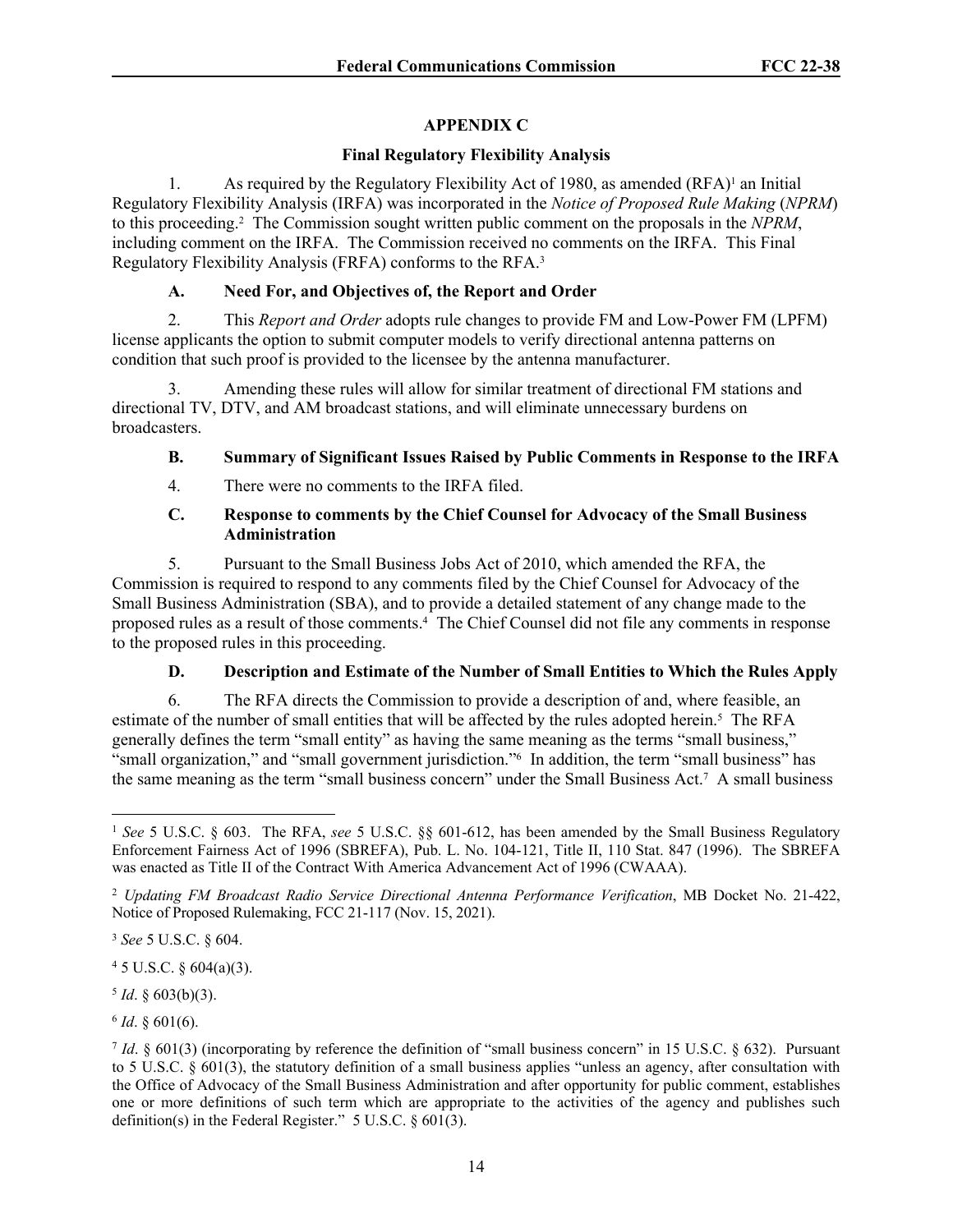## APPENDIX C

### Final Regulatory Flexibility Analysis

1. As required by the Regulatory Flexibility Act of 1980, as amended (RFA)[1] an Initial Regulatory Flexibility Analysis (IRFA) was incorporated in the *Notice of Proposed Rule Making* (*NPRM*) to this proceeding.[2] The Commission sought written public comment on the proposals in the *NPRM*, including comment on the IRFA. The Commission received no comments on the IRFA. This Final Regulatory Flexibility Analysis (FRFA) conforms to the RFA.[3]

#### A. Need For, and Objectives of, the Report and Order

2. This *Report and Order* adopts rule changes to provide FM and Low-Power FM (LPFM) license applicants the option to submit computer models to verify directional antenna patterns on condition that such proof is provided to the licensee by the antenna manufacturer.

3. Amending these rules will allow for similar treatment of directional FM stations and directional TV, DTV, and AM broadcast stations, and will eliminate unnecessary burdens on broadcasters.

#### B. Summary of Significant Issues Raised by Public Comments in Response to the IRFA

4. There were no comments to the IRFA filed.

#### C. Response to comments by the Chief Counsel for Advocacy of the Small Business Administration

5. Pursuant to the Small Business Jobs Act of 2010, which amended the RFA, the Commission is required to respond to any comments filed by the Chief Counsel for Advocacy of the Small Business Administration (SBA), and to provide a detailed statement of any change made to the proposed rules as a result of those comments.[4] The Chief Counsel did not file any comments in response to the proposed rules in this proceeding.

#### D. Description and Estimate of the Number of Small Entities to Which the Rules Apply

6. The RFA directs the Commission to provide a description of and, where feasible, an estimate of the number of small entities that will be affected by the rules adopted herein.[5] The RFA generally defines the term "small entity" as having the same meaning as the terms "small business," "small organization," and "small government jurisdiction."[6] In addition, the term "small business" has the same meaning as the term "small business concern" under the Small Business Act.[7] A small business

---

[1] *See* 5 U.S.C. § 603. The RFA, *see* 5 U.S.C. §§ 601-612, has been amended by the Small Business Regulatory Enforcement Fairness Act of 1996 (SBREFA), Pub. L. No. 104-121, Title II, 110 Stat. 847 (1996). The SBREFA was enacted as Title II of the Contract With America Advancement Act of 1996 (CWAAA).

[2] *Updating FM Broadcast Radio Service Directional Antenna Performance Verification*, MB Docket No. 21-422, Notice of Proposed Rulemaking, FCC 21-117 (Nov. 15, 2021).

[3] *See* 5 U.S.C. § 604.

[4] 5 U.S.C. § 604(a)(3).

[5] *Id*. § 603(b)(3).

[6] *Id*. § 601(6).

[7] *Id*. § 601(3) (incorporating by reference the definition of "small business concern" in 15 U.S.C. § 632). Pursuant to 5 U.S.C. § 601(3), the statutory definition of a small business applies "unless an agency, after consultation with the Office of Advocacy of the Small Business Administration and after opportunity for public comment, establishes one or more definitions of such term which are appropriate to the activities of the agency and publishes such definition(s) in the Federal Register." 5 U.S.C. § 601(3).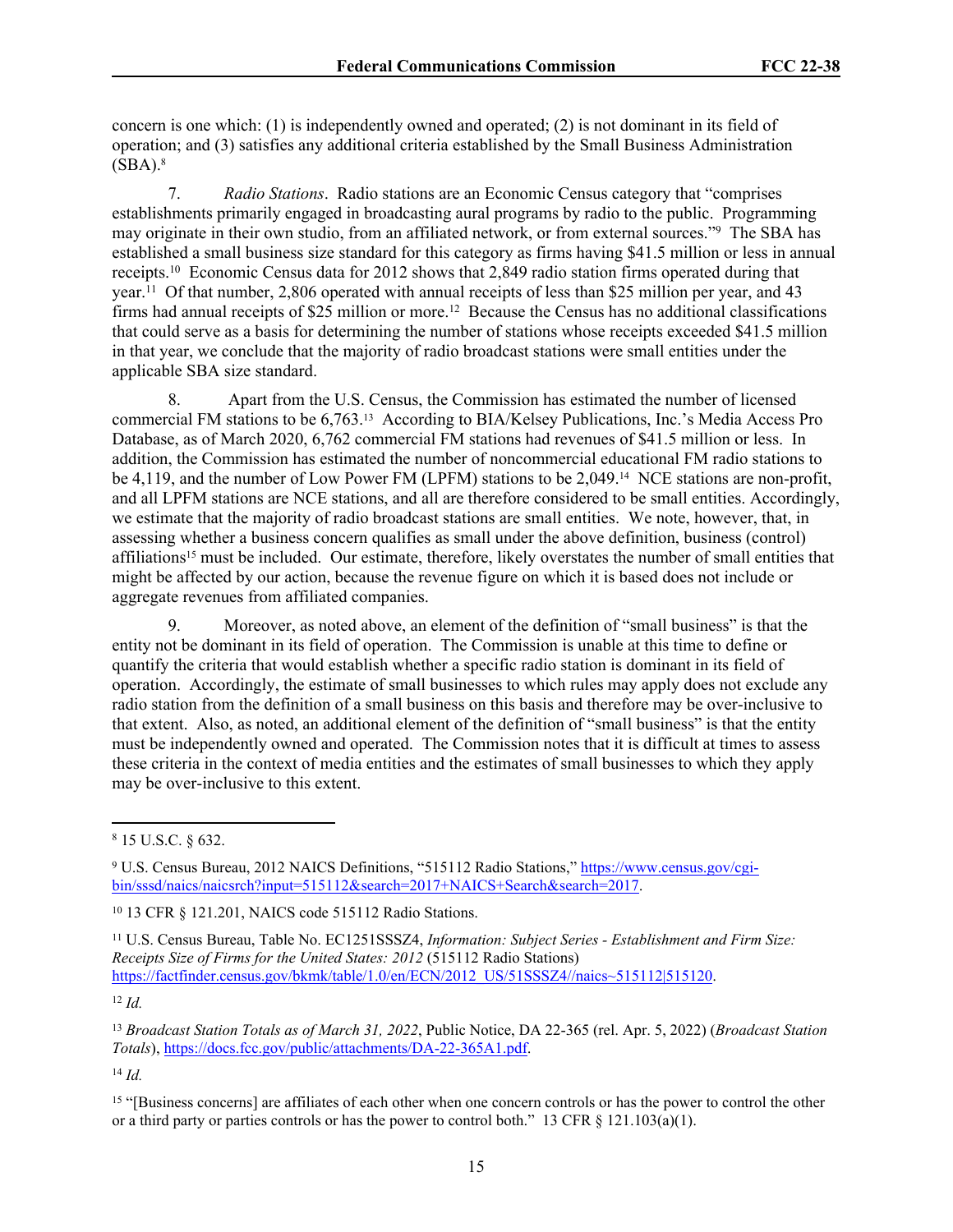concern is one which: (1) is independently owned and operated; (2) is not dominant in its field of operation; and (3) satisfies any additional criteria established by the Small Business Administration (SBA).[8]

7. *Radio Stations*. Radio stations are an Economic Census category that "comprises establishments primarily engaged in broadcasting aural programs by radio to the public. Programming may originate in their own studio, from an affiliated network, or from external sources."[9] The SBA has established a small business size standard for this category as firms having $41.5 million or less in annual receipts.[10] Economic Census data for 2012 shows that 2,849 radio station firms operated during that year.[11] Of that number, 2,806 operated with annual receipts of less than $25 million per year, and 43 firms had annual receipts of $25 million or more.[12] Because the Census has no additional classifications that could serve as a basis for determining the number of stations whose receipts exceeded $41.5 million in that year, we conclude that the majority of radio broadcast stations were small entities under the applicable SBA size standard.

8. Apart from the U.S. Census, the Commission has estimated the number of licensed commercial FM stations to be 6,763.[13] According to BIA/Kelsey Publications, Inc.'s Media Access Pro Database, as of March 2020, 6,762 commercial FM stations had revenues of $41.5 million or less. In addition, the Commission has estimated the number of noncommercial educational FM radio stations to be 4,119, and the number of Low Power FM (LPFM) stations to be 2,049.[14] NCE stations are non-profit, and all LPFM stations are NCE stations, and all are therefore considered to be small entities. Accordingly, we estimate that the majority of radio broadcast stations are small entities. We note, however, that, in assessing whether a business concern qualifies as small under the above definition, business (control) affiliations[15] must be included. Our estimate, therefore, likely overstates the number of small entities that might be affected by our action, because the revenue figure on which it is based does not include or aggregate revenues from affiliated companies.

9. Moreover, as noted above, an element of the definition of "small business" is that the entity not be dominant in its field of operation. The Commission is unable at this time to define or quantify the criteria that would establish whether a specific radio station is dominant in its field of operation. Accordingly, the estimate of small businesses to which rules may apply does not exclude any radio station from the definition of a small business on this basis and therefore may be over-inclusive to that extent. Also, as noted, an additional element of the definition of "small business" is that the entity must be independently owned and operated. The Commission notes that it is difficult at times to assess these criteria in the context of media entities and the estimates of small businesses to which they apply may be over-inclusive to this extent.

---

[8] 15 U.S.C. § 632.

[9] U.S. Census Bureau, 2012 NAICS Definitions, "515112 Radio Stations," https://www.census.gov/cgi-bin/sssd/naics/naicsrch?input=515112&search=2017+NAICS+Search&search=2017.

[10] 13 CFR § 121.201, NAICS code 515112 Radio Stations.

[11] U.S. Census Bureau, Table No. EC1251SSSZ4, *Information: Subject Series - Establishment and Firm Size: Receipts Size of Firms for the United States: 2012* (515112 Radio Stations) https://factfinder.census.gov/bkmk/table/1.0/en/ECN/2012_US/51SSSZ4//naics~515112|515120.

[12] *Id.*

[13] *Broadcast Station Totals as of March 31, 2022*, Public Notice, DA 22-365 (rel. Apr. 5, 2022) (*Broadcast Station Totals*), https://docs.fcc.gov/public/attachments/DA-22-365A1.pdf.

[14] *Id.*

[15] "[Business concerns] are affiliates of each other when one concern controls or has the power to control the other or a third party or parties controls or has the power to control both." 13 CFR § 121.103(a)(1).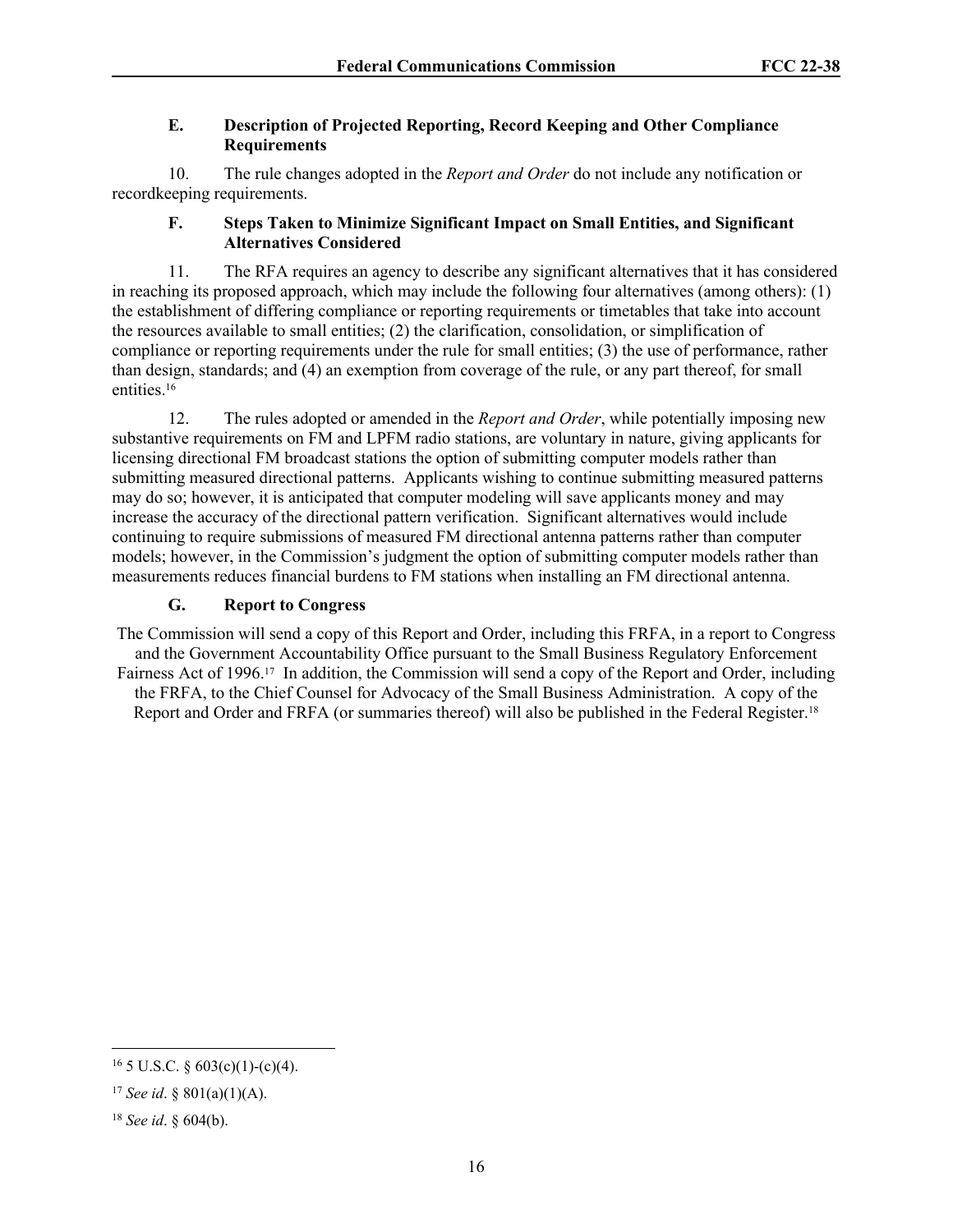### E. Description of Projected Reporting, Record Keeping and Other Compliance Requirements

10. The rule changes adopted in the *Report and Order* do not include any notification or recordkeeping requirements.

### F. Steps Taken to Minimize Significant Impact on Small Entities, and Significant Alternatives Considered

11. The RFA requires an agency to describe any significant alternatives that it has considered in reaching its proposed approach, which may include the following four alternatives (among others): (1) the establishment of differing compliance or reporting requirements or timetables that take into account the resources available to small entities; (2) the clarification, consolidation, or simplification of compliance or reporting requirements under the rule for small entities; (3) the use of performance, rather than design, standards; and (4) an exemption from coverage of the rule, or any part thereof, for small entities.[16]

12. The rules adopted or amended in the *Report and Order*, while potentially imposing new substantive requirements on FM and LPFM radio stations, are voluntary in nature, giving applicants for licensing directional FM broadcast stations the option of submitting computer models rather than submitting measured directional patterns. Applicants wishing to continue submitting measured patterns may do so; however, it is anticipated that computer modeling will save applicants money and may increase the accuracy of the directional pattern verification. Significant alternatives would include continuing to require submissions of measured FM directional antenna patterns rather than computer models; however, in the Commission's judgment the option of submitting computer models rather than measurements reduces financial burdens to FM stations when installing an FM directional antenna.

### G. Report to Congress

The Commission will send a copy of this Report and Order, including this FRFA, in a report to Congress and the Government Accountability Office pursuant to the Small Business Regulatory Enforcement Fairness Act of 1996.[17] In addition, the Commission will send a copy of the Report and Order, including the FRFA, to the Chief Counsel for Advocacy of the Small Business Administration. A copy of the Report and Order and FRFA (or summaries thereof) will also be published in the Federal Register.[18]

---

[16] 5 U.S.C. § 603(c)(1)-(c)(4).

[17] *See id*. § 801(a)(1)(A).

[18] *See id*. § 604(b).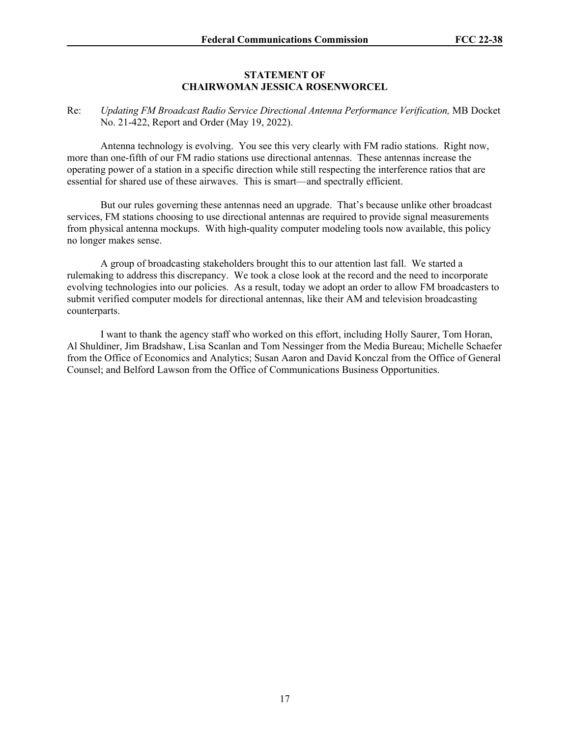**STATEMENT OF**
**CHAIRWOMAN JESSICA ROSENWORCEL**

Re: *Updating FM Broadcast Radio Service Directional Antenna Performance Verification,* MB Docket No. 21-422, Report and Order (May 19, 2022).

Antenna technology is evolving. You see this very clearly with FM radio stations. Right now, more than one-fifth of our FM radio stations use directional antennas. These antennas increase the operating power of a station in a specific direction while still respecting the interference ratios that are essential for shared use of these airwaves. This is smart—and spectrally efficient.

But our rules governing these antennas need an upgrade. That's because unlike other broadcast services, FM stations choosing to use directional antennas are required to provide signal measurements from physical antenna mockups. With high-quality computer modeling tools now available, this policy no longer makes sense.

A group of broadcasting stakeholders brought this to our attention last fall. We started a rulemaking to address this discrepancy. We took a close look at the record and the need to incorporate evolving technologies into our policies. As a result, today we adopt an order to allow FM broadcasters to submit verified computer models for directional antennas, like their AM and television broadcasting counterparts.

I want to thank the agency staff who worked on this effort, including Holly Saurer, Tom Horan, Al Shuldiner, Jim Bradshaw, Lisa Scanlan and Tom Nessinger from the Media Bureau; Michelle Schaefer from the Office of Economics and Analytics; Susan Aaron and David Konczal from the Office of General Counsel; and Belford Lawson from the Office of Communications Business Opportunities.